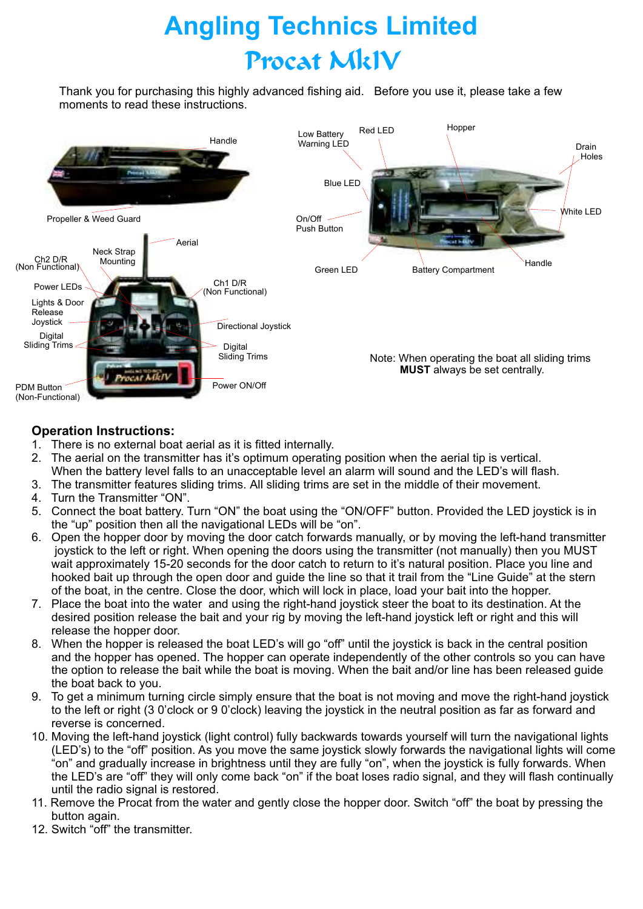# Angling Technics Limited

## Procat MkIV

Thank you for purchasing this highly advanced fishing aid. Before you use it, please take a few moments to read these instructions.

Handle

Propeller & Weed Guard

Low Battery Warning LED

Red LED

Hopper

Drain Holes

Blue LED

White LED

On/Off Push Button

Green LED

Battery Compartment

Handle

Aerial

Neck Strap Mounting

Ch2 D/R (Non Functional)

Power LEDs

Lights & Door Release Joystick

Digital Sliding Trims

PDM Button (Non-Functional)

Ch1 D/R (Non Functional)

Directional Joystick

Digital Sliding Trims

Power ON/Off

Note: When operating the boat all sliding trims **MUST** always be set centrally.

### Operation Instructions:

1. There is no external boat aerial as it is fitted internally.
2. The aerial on the transmitter has it's optimum operating position when the aerial tip is vertical. When the battery level falls to an unacceptable level an alarm will sound and the LED's will flash.
3. The transmitter features sliding trims. All sliding trims are set in the middle of their movement.
4. Turn the Transmitter "ON".
5. Connect the boat battery. Turn "ON" the boat using the "ON/OFF" button. Provided the LED joystick is in the "up" position then all the navigational LEDs will be "on".
6. Open the hopper door by moving the door catch forwards manually, or by moving the left-hand transmitter joystick to the left or right. When opening the doors using the transmitter (not manually) then you MUST wait approximately 15-20 seconds for the door catch to return to it's natural position. Place you line and hooked bait up through the open door and guide the line so that it trail from the "Line Guide" at the stern of the boat, in the centre. Close the door, which will lock in place, load your bait into the hopper.
7. Place the boat into the water and using the right-hand joystick steer the boat to its destination. At the desired position release the bait and your rig by moving the left-hand joystick left or right and this will release the hopper door.
8. When the hopper is released the boat LED's will go "off" until the joystick is back in the central position and the hopper has opened. The hopper can operate independently of the other controls so you can have the option to release the bait while the boat is moving. When the bait and/or line has been released guide the boat back to you.
9. To get a minimum turning circle simply ensure that the boat is not moving and move the right-hand joystick to the left or right (3 0'clock or 9 0'clock) leaving the joystick in the neutral position as far as forward and reverse is concerned.
10. Moving the left-hand joystick (light control) fully backwards towards yourself will turn the navigational lights (LED's) to the "off" position. As you move the same joystick slowly forwards the navigational lights will come "on" and gradually increase in brightness until they are fully "on", when the joystick is fully forwards. When the LED's are "off" they will only come back "on" if the boat loses radio signal, and they will flash continually until the radio signal is restored.
11. Remove the Procat from the water and gently close the hopper door. Switch "off" the boat by pressing the button again.
12. Switch "off" the transmitter.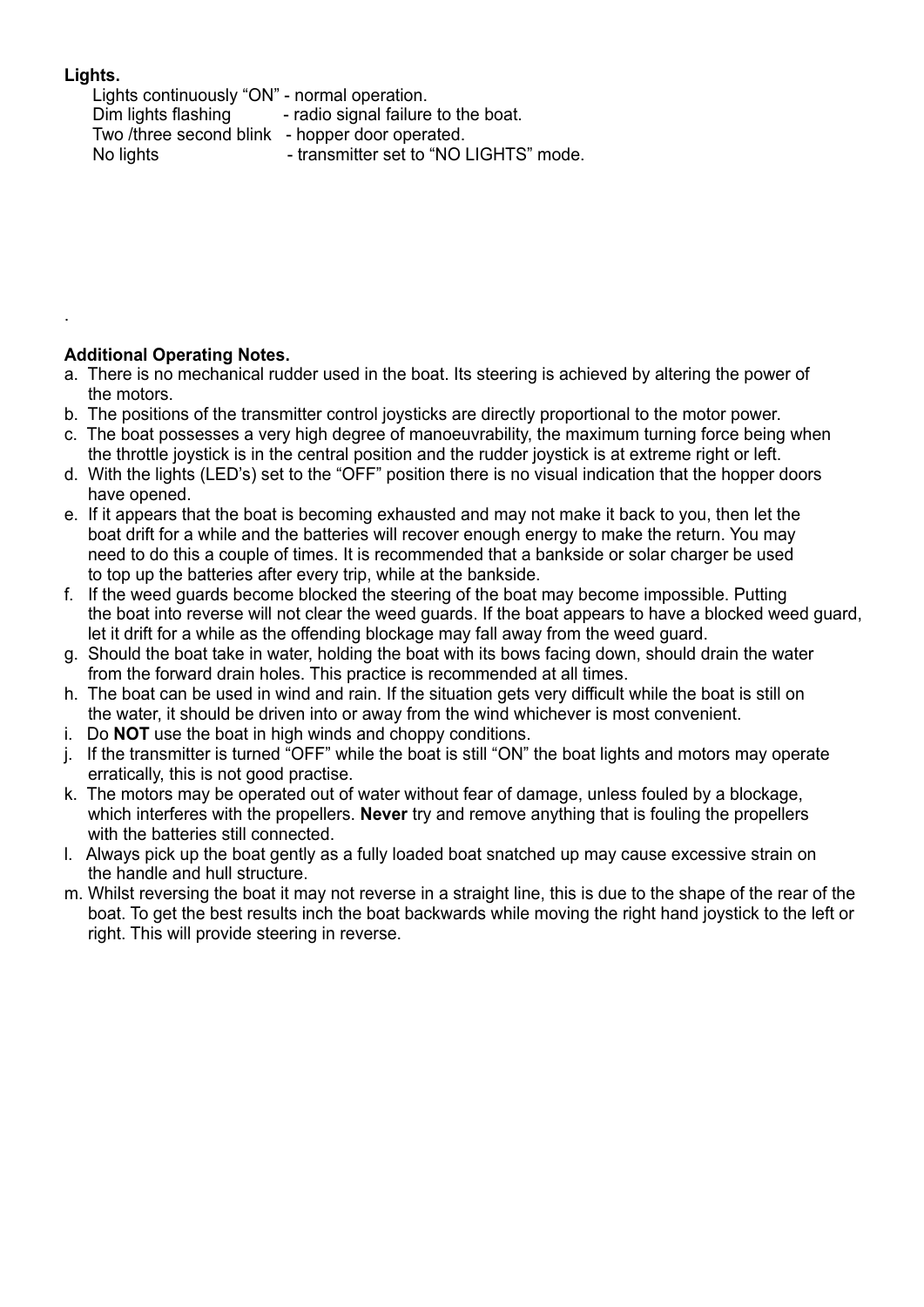**Lights.**

Lights continuously "ON" - normal operation.
Dim lights flashing - radio signal failure to the boat.
Two /three second blink - hopper door operated.
No lights - transmitter set to "NO LIGHTS" mode.

.

**Additional Operating Notes.**

a. There is no mechanical rudder used in the boat. Its steering is achieved by altering the power of the motors.
b. The positions of the transmitter control joysticks are directly proportional to the motor power.
c. The boat possesses a very high degree of manoeuvrability, the maximum turning force being when the throttle joystick is in the central position and the rudder joystick is at extreme right or left.
d. With the lights (LED's) set to the "OFF" position there is no visual indication that the hopper doors have opened.
e. If it appears that the boat is becoming exhausted and may not make it back to you, then let the boat drift for a while and the batteries will recover enough energy to make the return. You may need to do this a couple of times. It is recommended that a bankside or solar charger be used to top up the batteries after every trip, while at the bankside.
f. If the weed guards become blocked the steering of the boat may become impossible. Putting the boat into reverse will not clear the weed guards. If the boat appears to have a blocked weed guard, let it drift for a while as the offending blockage may fall away from the weed guard.
g. Should the boat take in water, holding the boat with its bows facing down, should drain the water from the forward drain holes. This practice is recommended at all times.
h. The boat can be used in wind and rain. If the situation gets very difficult while the boat is still on the water, it should be driven into or away from the wind whichever is most convenient.
i. Do **NOT** use the boat in high winds and choppy conditions.
j. If the transmitter is turned "OFF" while the boat is still "ON" the boat lights and motors may operate erratically, this is not good practise.
k. The motors may be operated out of water without fear of damage, unless fouled by a blockage, which interferes with the propellers. **Never** try and remove anything that is fouling the propellers with the batteries still connected.
l. Always pick up the boat gently as a fully loaded boat snatched up may cause excessive strain on the handle and hull structure.
m. Whilst reversing the boat it may not reverse in a straight line, this is due to the shape of the rear of the boat. To get the best results inch the boat backwards while moving the right hand joystick to the left or right. This will provide steering in reverse.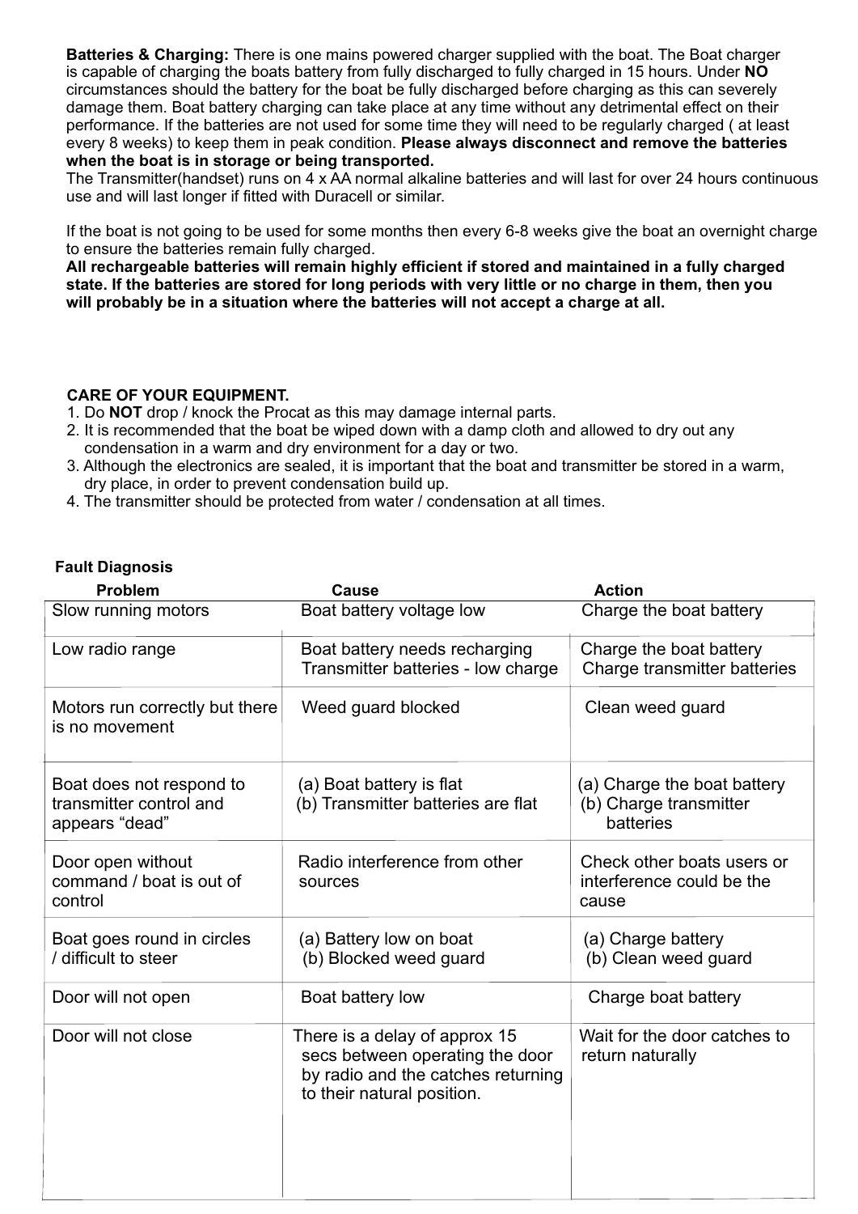**Batteries & Charging:** There is one mains powered charger supplied with the boat. The Boat charger is capable of charging the boats battery from fully discharged to fully charged in 15 hours. Under **NO** circumstances should the battery for the boat be fully discharged before charging as this can severely damage them. Boat battery charging can take place at any time without any detrimental effect on their performance. If the batteries are not used for some time they will need to be regularly charged ( at least every 8 weeks) to keep them in peak condition. **Please always disconnect and remove the batteries when the boat is in storage or being transported.**
The Transmitter(handset) runs on 4 x AA normal alkaline batteries and will last for over 24 hours continuous use and will last longer if fitted with Duracell or similar.

If the boat is not going to be used for some months then every 6-8 weeks give the boat an overnight charge to ensure the batteries remain fully charged.
**All rechargeable batteries will remain highly efficient if stored and maintained in a fully charged state. If the batteries are stored for long periods with very little or no charge in them, then you will probably be in a situation where the batteries will not accept a charge at all.**

**CARE OF YOUR EQUIPMENT.**

1. Do **NOT** drop / knock the Procat as this may damage internal parts.
2. It is recommended that the boat be wiped down with a damp cloth and allowed to dry out any condensation in a warm and dry environment for a day or two.
3. Although the electronics are sealed, it is important that the boat and transmitter be stored in a warm, dry place, in order to prevent condensation build up.
4. The transmitter should be protected from water / condensation at all times.

**Fault Diagnosis**

| Problem | Cause | Action |
|---|---|---|
| Slow running motors | Boat battery voltage low | Charge the boat battery |
| Low radio range | Boat battery needs recharging<br>Transmitter batteries - low charge | Charge the boat battery<br>Charge transmitter batteries |
| Motors run correctly but there is no movement | Weed guard blocked | Clean weed guard |
| Boat does not respond to transmitter control and appears “dead” | (a) Boat battery is flat<br>(b) Transmitter batteries are flat | (a) Charge the boat battery<br>(b) Charge transmitter batteries |
| Door open without command / boat is out of control | Radio interference from other sources | Check other boats users or interference could be the cause |
| Boat goes round in circles / difficult to steer | (a) Battery low on boat<br>(b) Blocked weed guard | (a) Charge battery<br>(b) Clean weed guard |
| Door will not open | Boat battery low | Charge boat battery |
| Door will not close | There is a delay of approx 15 secs between operating the door by radio and the catches returning to their natural position. | Wait for the door catches to return naturally |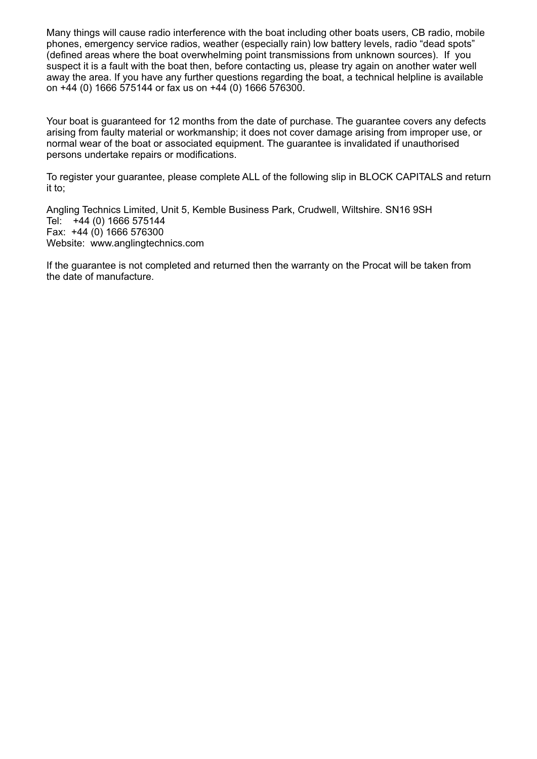Many things will cause radio interference with the boat including other boats users, CB radio, mobile phones, emergency service radios, weather (especially rain) low battery levels, radio “dead spots” (defined areas where the boat overwhelming point transmissions from unknown sources). If you suspect it is a fault with the boat then, before contacting us, please try again on another water well away the area. If you have any further questions regarding the boat, a technical helpline is available on +44 (0) 1666 575144 or fax us on +44 (0) 1666 576300.

Your boat is guaranteed for 12 months from the date of purchase. The guarantee covers any defects arising from faulty material or workmanship; it does not cover damage arising from improper use, or normal wear of the boat or associated equipment. The guarantee is invalidated if unauthorised persons undertake repairs or modifications.

To register your guarantee, please complete ALL of the following slip in BLOCK CAPITALS and return it to;

Angling Technics Limited, Unit 5, Kemble Business Park, Crudwell, Wiltshire. SN16 9SH
Tel: +44 (0) 1666 575144
Fax: +44 (0) 1666 576300
Website: www.anglingtechnics.com

If the guarantee is not completed and returned then the warranty on the Procat will be taken from the date of manufacture.